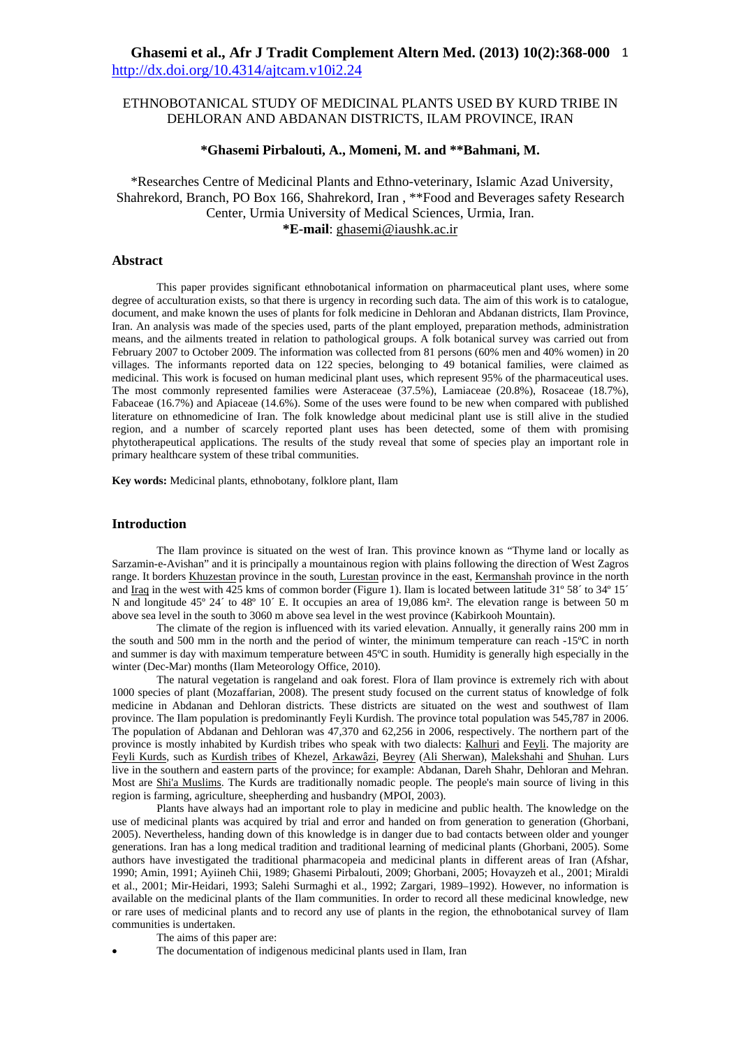# ETHNOBOTANICAL STUDY OF MEDICINAL PLANTS USED BY KURD TRIBE IN DEHLORAN AND ABDANAN DISTRICTS, ILAM PROVINCE, IRAN

**\*Ghasemi Pirbalouti, A., Momeni, M. and \*\*Bahmani, M.**

\*Researches Centre of Medicinal Plants and Ethno-veterinary, Islamic Azad University, Shahrekord, Branch, PO Box 166, Shahrekord, Iran , \*\*Food and Beverages safety Research Center, Urmia University of Medical Sciences, Urmia, Iran.
**\*E-mail**: ghasemi@iaushk.ac.ir

## Abstract

This paper provides significant ethnobotanical information on pharmaceutical plant uses, where some degree of acculturation exists, so that there is urgency in recording such data. The aim of this work is to catalogue, document, and make known the uses of plants for folk medicine in Dehloran and Abdanan districts, Ilam Province, Iran. An analysis was made of the species used, parts of the plant employed, preparation methods, administration means, and the ailments treated in relation to pathological groups. A folk botanical survey was carried out from February 2007 to October 2009. The information was collected from 81 persons (60% men and 40% women) in 20 villages. The informants reported data on 122 species, belonging to 49 botanical families, were claimed as medicinal. This work is focused on human medicinal plant uses, which represent 95% of the pharmaceutical uses. The most commonly represented families were Asteraceae (37.5%), Lamiaceae (20.8%), Rosaceae (18.7%), Fabaceae (16.7%) and Apiaceae (14.6%). Some of the uses were found to be new when compared with published literature on ethnomedicine of Iran. The folk knowledge about medicinal plant use is still alive in the studied region, and a number of scarcely reported plant uses has been detected, some of them with promising phytotherapeutical applications. The results of the study reveal that some of species play an important role in primary healthcare system of these tribal communities.

**Key words:** Medicinal plants, ethnobotany, folklore plant, Ilam

## Introduction

The Ilam province is situated on the west of Iran. This province known as "Thyme land or locally as Sarzamin-e-Avishan" and it is principally a mountainous region with plains following the direction of West Zagros range. It borders Khuzestan province in the south, Lurestan province in the east, Kermanshah province in the north and Iraq in the west with 425 kms of common border (Figure 1). Ilam is located between latitude 31º 58´ to 34º 15´ N and longitude 45º 24´ to 48º 10´ E. It occupies an area of 19,086 km². The elevation range is between 50 m above sea level in the south to 3060 m above sea level in the west province (Kabirkooh Mountain).

The climate of the region is influenced with its varied elevation. Annually, it generally rains 200 mm in the south and 500 mm in the north and the period of winter, the minimum temperature can reach -15ºC in north and summer is day with maximum temperature between 45ºC in south. Humidity is generally high especially in the winter (Dec-Mar) months (Ilam Meteorology Office, 2010).

The natural vegetation is rangeland and oak forest. Flora of Ilam province is extremely rich with about 1000 species of plant (Mozaffarian, 2008). The present study focused on the current status of knowledge of folk medicine in Abdanan and Dehloran districts. These districts are situated on the west and southwest of Ilam province. The Ilam population is predominantly Feyli Kurdish. The province total population was 545,787 in 2006. The population of Abdanan and Dehloran was 47,370 and 62,256 in 2006, respectively. The northern part of the province is mostly inhabited by Kurdish tribes who speak with two dialects: Kalhuri and Feyli. The majority are Feyli Kurds, such as Kurdish tribes of Khezel, Arkawâzi, Beyrey (Ali Sherwan), Malekshahi and Shuhan. Lurs live in the southern and eastern parts of the province; for example: Abdanan, Dareh Shahr, Dehloran and Mehran. Most are Shi'a Muslims. The Kurds are traditionally nomadic people. The people's main source of living in this region is farming, agriculture, sheepherding and husbandry (MPOI, 2003).

Plants have always had an important role to play in medicine and public health. The knowledge on the use of medicinal plants was acquired by trial and error and handed on from generation to generation (Ghorbani, 2005). Nevertheless, handing down of this knowledge is in danger due to bad contacts between older and younger generations. Iran has a long medical tradition and traditional learning of medicinal plants (Ghorbani, 2005). Some authors have investigated the traditional pharmacopeia and medicinal plants in different areas of Iran (Afshar, 1990; Amin, 1991; Ayiineh Chii, 1989; Ghasemi Pirbalouti, 2009; Ghorbani, 2005; Hovayzeh et al., 2001; Miraldi et al., 2001; Mir-Heidari, 1993; Salehi Surmaghi et al., 1992; Zargari, 1989–1992). However, no information is available on the medicinal plants of the Ilam communities. In order to record all these medicinal knowledge, new or rare uses of medicinal plants and to record any use of plants in the region, the ethnobotanical survey of Ilam communities is undertaken.

The aims of this paper are:

- The documentation of indigenous medicinal plants used in Ilam, Iran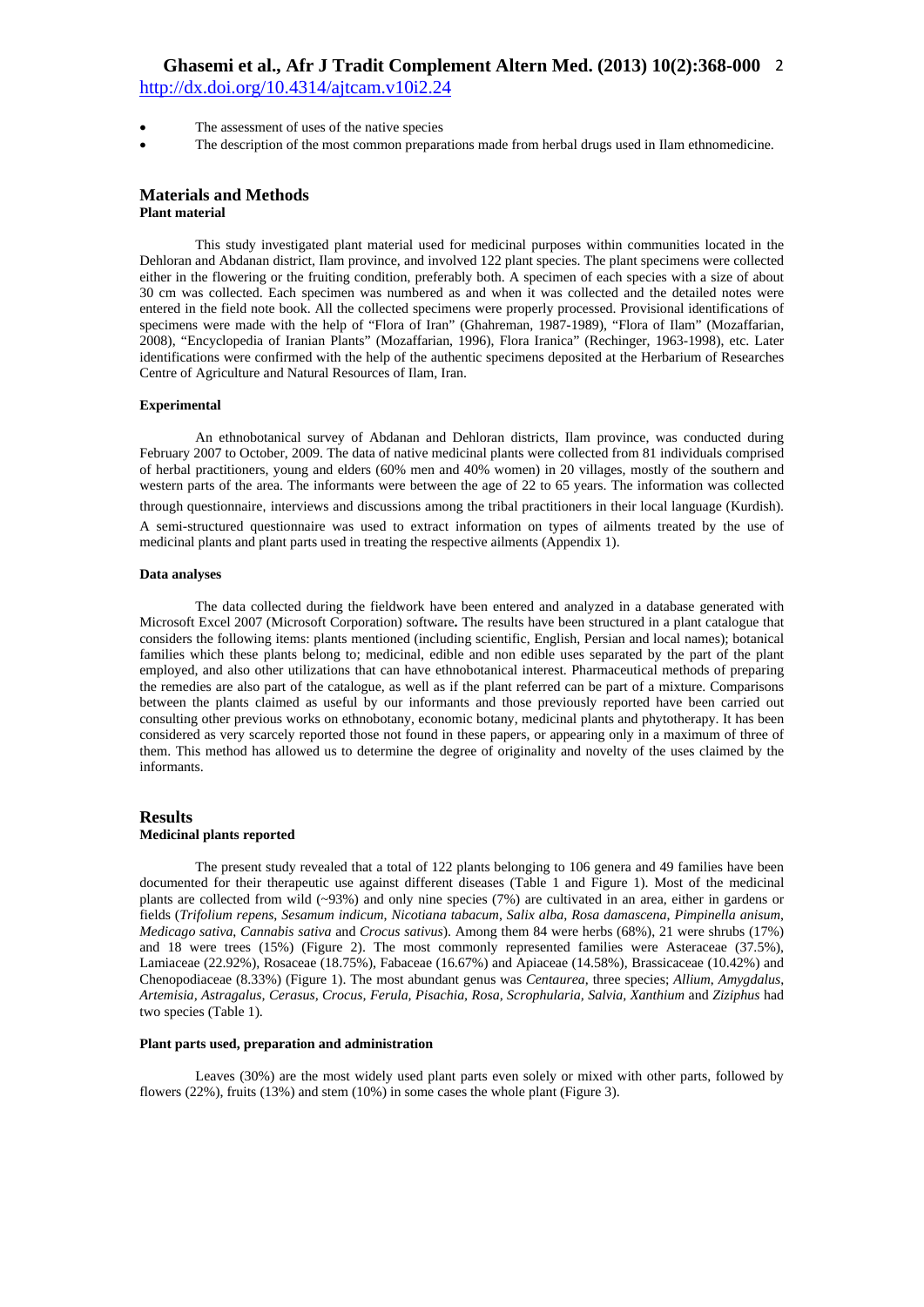- The assessment of uses of the native species
- The description of the most common preparations made from herbal drugs used in Ilam ethnomedicine.

## Materials and Methods

### Plant material

This study investigated plant material used for medicinal purposes within communities located in the Dehloran and Abdanan district, Ilam province, and involved 122 plant species. The plant specimens were collected either in the flowering or the fruiting condition, preferably both. A specimen of each species with a size of about 30 cm was collected. Each specimen was numbered as and when it was collected and the detailed notes were entered in the field note book. All the collected specimens were properly processed. Provisional identifications of specimens were made with the help of "Flora of Iran" (Ghahreman, 1987-1989), "Flora of Ilam" (Mozaffarian, 2008), "Encyclopedia of Iranian Plants" (Mozaffarian, 1996), Flora Iranica" (Rechinger, 1963-1998), etc. Later identifications were confirmed with the help of the authentic specimens deposited at the Herbarium of Researches Centre of Agriculture and Natural Resources of Ilam, Iran.

### Experimental

An ethnobotanical survey of Abdanan and Dehloran districts, Ilam province, was conducted during February 2007 to October, 2009. The data of native medicinal plants were collected from 81 individuals comprised of herbal practitioners, young and elders (60% men and 40% women) in 20 villages, mostly of the southern and western parts of the area. The informants were between the age of 22 to 65 years. The information was collected through questionnaire, interviews and discussions among the tribal practitioners in their local language (Kurdish). A semi-structured questionnaire was used to extract information on types of ailments treated by the use of medicinal plants and plant parts used in treating the respective ailments (Appendix 1).

### Data analyses

The data collected during the fieldwork have been entered and analyzed in a database generated with Microsoft Excel 2007 (Microsoft Corporation) software**.** The results have been structured in a plant catalogue that considers the following items: plants mentioned (including scientific, English, Persian and local names); botanical families which these plants belong to; medicinal, edible and non edible uses separated by the part of the plant employed, and also other utilizations that can have ethnobotanical interest. Pharmaceutical methods of preparing the remedies are also part of the catalogue, as well as if the plant referred can be part of a mixture. Comparisons between the plants claimed as useful by our informants and those previously reported have been carried out consulting other previous works on ethnobotany, economic botany, medicinal plants and phytotherapy. It has been considered as very scarcely reported those not found in these papers, or appearing only in a maximum of three of them. This method has allowed us to determine the degree of originality and novelty of the uses claimed by the informants.

## Results

### Medicinal plants reported

The present study revealed that a total of 122 plants belonging to 106 genera and 49 families have been documented for their therapeutic use against different diseases (Table 1 and Figure 1). Most of the medicinal plants are collected from wild (~93%) and only nine species (7%) are cultivated in an area, either in gardens or fields (*Trifolium repens*, *Sesamum indicum, Nicotiana tabacum*, *Salix alba*, *Rosa damascena*, *Pimpinella anisum*, *Medicago sativa*, *Cannabis sativa* and *Crocus sativus*). Among them 84 were herbs (68%), 21 were shrubs (17%) and 18 were trees (15%) (Figure 2). The most commonly represented families were Asteraceae (37.5%), Lamiaceae (22.92%), Rosaceae (18.75%), Fabaceae (16.67%) and Apiaceae (14.58%), Brassicaceae (10.42%) and Chenopodiaceae (8.33%) (Figure 1). The most abundant genus was *Centaurea*, three species; *Allium*, *Amygdalus*, *Artemisia*, *Astragalus*, *Cerasus*, *Crocus*, *Ferula*, *Pisachia*, *Rosa*, *Scrophularia*, *Salvia*, *Xanthium* and *Ziziphus* had two species (Table 1).

### Plant parts used, preparation and administration

Leaves (30%) are the most widely used plant parts even solely or mixed with other parts, followed by flowers (22%), fruits (13%) and stem (10%) in some cases the whole plant (Figure 3).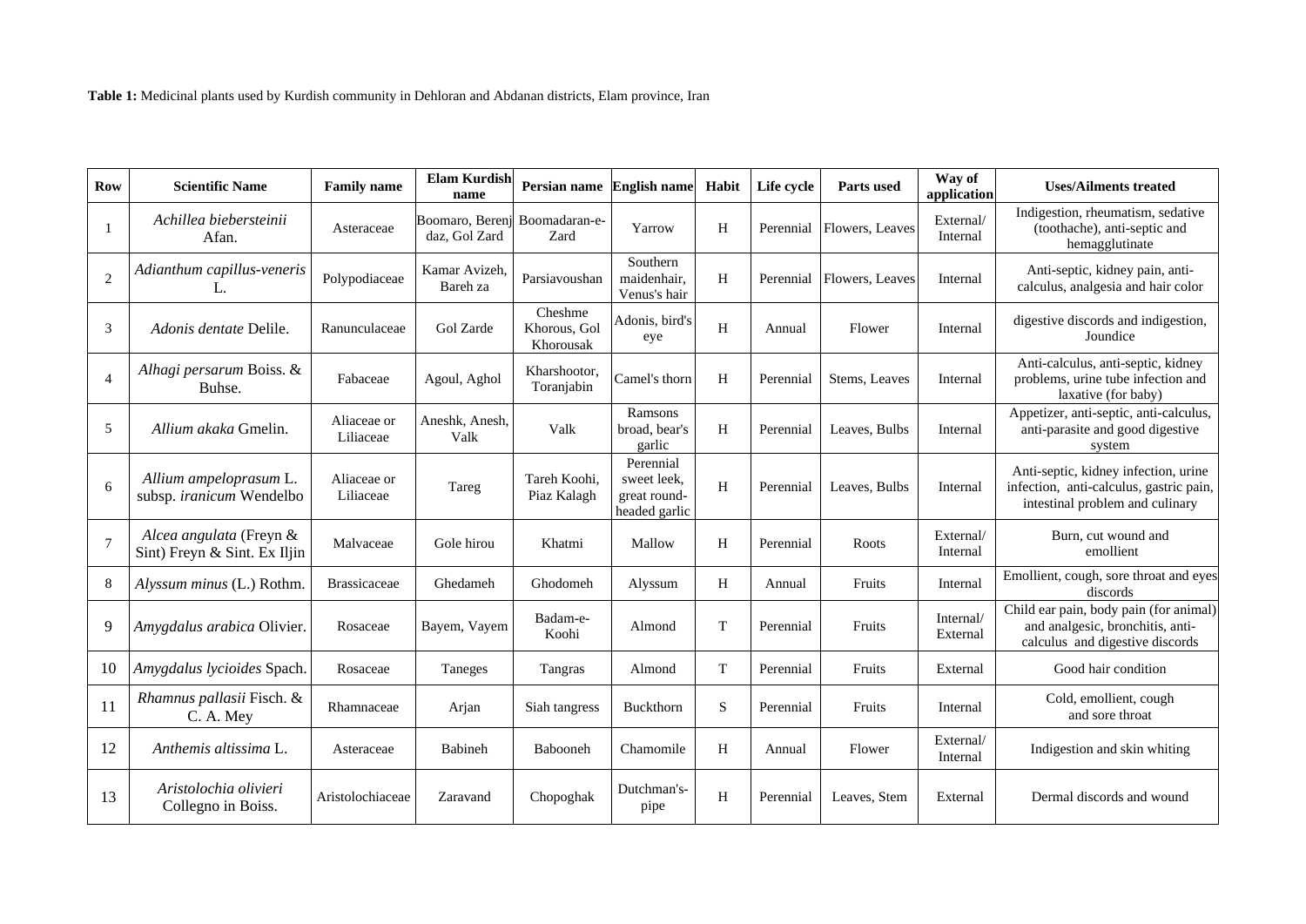**Table 1:** Medicinal plants used by Kurdish community in Dehloran and Abdanan districts, Elam province, Iran

| Row | Scientific Name | Family name | Elam Kurdish name | Persian name | English name | Habit | Life cycle | Parts used | Way of application | Uses/Ailments treated |
|---|---|---|---|---|---|---|---|---|---|---|
| 1 | *Achillea biebersteinii* Afan. | Asteraceae | Boomaro, Berenj daz, Gol Zard | Boomadaran-e-Zard | Yarrow | H | Perennial | Flowers, Leaves | External/ Internal | Indigestion, rheumatism, sedative (toothache), anti-septic and hemagglutinate |
| 2 | *Adianthum capillus-veneris* L. | Polypodiaceae | Kamar Avizeh, Bareh za | Parsiavoushan | Southern maidenhair, Venus's hair | H | Perennial | Flowers, Leaves | Internal | Anti-septic, kidney pain, anti-calculus, analgesia and hair color |
| 3 | *Adonis dentate* Delile. | Ranunculaceae | Gol Zarde | Cheshme Khorous, Gol Khorousak | Adonis, bird's eye | H | Annual | Flower | Internal | digestive discords and indigestion, Joundice |
| 4 | *Alhagi persarum* Boiss. & Buhse. | Fabaceae | Agoul, Aghol | Kharshootor, Toranjabin | Camel's thorn | H | Perennial | Stems, Leaves | Internal | Anti-calculus, anti-septic, kidney problems, urine tube infection and laxative (for baby) |
| 5 | *Allium akaka* Gmelin. | Aliaceae or Liliaceae | Aneshk, Anesh, Valk | Valk | Ramsons broad, bear's garlic | H | Perennial | Leaves, Bulbs | Internal | Appetizer, anti-septic, anti-calculus, anti-parasite and good digestive system |
| 6 | *Allium ampeloprasum* L. subsp. *iranicum* Wendelbo | Aliaceae or Liliaceae | Tareg | Tareh Koohi, Piaz Kalagh | Perennial sweet leek, great round-headed garlic | H | Perennial | Leaves, Bulbs | Internal | Anti-septic, kidney infection, urine infection, anti-calculus, gastric pain, intestinal problem and culinary |
| 7 | *Alcea angulata* (Freyn & Sint) Freyn & Sint. Ex Iljin | Malvaceae | Gole hirou | Khatmi | Mallow | H | Perennial | Roots | External/ Internal | Burn, cut wound and emollient |
| 8 | *Alyssum minus* (L.) Rothm. | Brassicaceae | Ghedameh | Ghodomeh | Alyssum | H | Annual | Fruits | Internal | Emollient, cough, sore throat and eyes discords |
| 9 | *Amygdalus arabica* Olivier. | Rosaceae | Bayem, Vayem | Badam-e-Koohi | Almond | T | Perennial | Fruits | Internal/ External | Child ear pain, body pain (for animal) and analgesic, bronchitis, anti-calculus and digestive discords |
| 10 | *Amygdalus lycioides* Spach. | Rosaceae | Taneges | Tangras | Almond | T | Perennial | Fruits | External | Good hair condition |
| 11 | *Rhamnus pallasii* Fisch. & C. A. Mey | Rhamnaceae | Arjan | Siah tangress | Buckthorn | S | Perennial | Fruits | Internal | Cold, emollient, cough and sore throat |
| 12 | *Anthemis altissima* L. | Asteraceae | Babineh | Babooneh | Chamomile | H | Annual | Flower | External/ Internal | Indigestion and skin whiting |
| 13 | *Aristolochia olivieri* Collegno in Boiss. | Aristolochiaceae | Zaravand | Chopoghak | Dutchman's-pipe | H | Perennial | Leaves, Stem | External | Dermal discords and wound |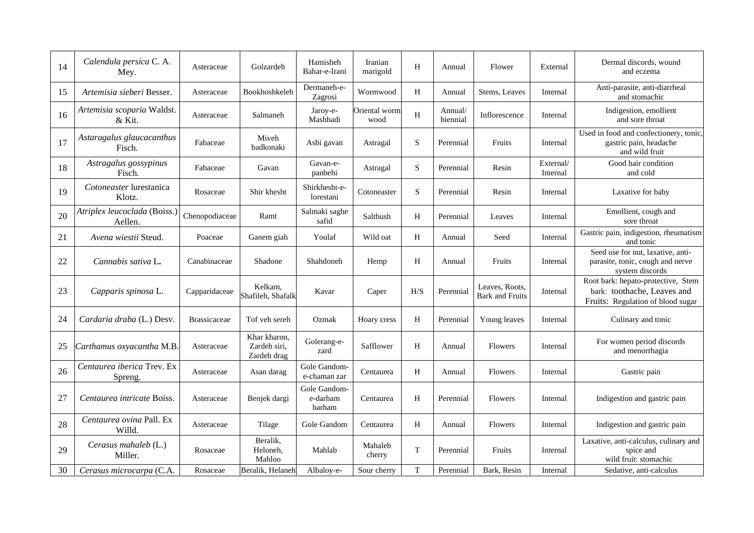| 14 | *Calendula persica* C. A. Mey. | Asteraceae | Golzardeh | Hamisheh Bahar-e-Irani | Iranian marigold | H | Annual | Flower | External | Dermal discords, wound and eczema |
|---|---|---|---|---|---|---|---|---|---|---|
| 15 | *Artemisia sieberi* Besser. | Asteraceae | Bookhoshkeleh | Dermaneh-e-Zagrosi | Wormwood | H | Annual | Stems, Leaves | Internal | Anti-parasite, anti-diarrheal and stomachic |
| 16 | *Artemisia scoparia* Waldst. & Kit. | Asteraceae | Salmaneh | Jaroy-e-Mashhadi | Oriental worm wood | H | Annual/ biennial | Inflorescence | Internal | Indigestion, emollient and sore throat |
| 17 | *Astaragalus glaucacanthus* Fisch. | Fabaceae | Miveh badkonaki | Asbi gavan | Astragal | S | Perennial | Fruits | Internal | Used in food and confectionery, tonic, gastric pain, headache and wild fruit |
| 18 | *Astragalus gossypinus* Fisch. | Fabaceae | Gavan | Gavan-e-panbehi | Astragal | S | Perennial | Resin | External/ Internal | Good hair condition and cold |
| 19 | *Cotoneaster* lurestanica Klotz. | Rosaceae | Shir khesht | Shirkhesht-e-lorestani | Cotoneaster | S | Perennial | Resin | Internal | Laxative for baby |
| 20 | *Atriplex leucoclada* (Boiss.) Aellen. | Chenopodiaceae | Ramt | Salmaki saghe safid | Saltbush | H | Perennial | Leaves | Internal | Emollient, cough and sore throat |
| 21 | *Avena wiestii* Steud. | Poaceae | Ganem giah | Youlaf | Wild oat | H | Annual | Seed | Internal | Gastric pain, indigestion, rheumatism and tonic |
| 22 | *Cannabis sativa* L. | Canabinaceae | Shadone | Shahdoneh | Hemp | H | Annual | Fruits | Internal | Seed use for nut, laxative, anti-parasite, tonic, cough and nerve system discords |
| 23 | *Capparis spinosa* L. | Capparidaceae | Kelkam, Shafileh, Shafalk | Kavar | Caper | H/S | Perennial | Leaves, Roots, Bark and Fruits | Internal | Root bark: hepato-protective, Stem bark: toothache, Leaves and Fruits: Regulation of blood sugar |
| 24 | *Cardaria draba* (L.) Desv. | Brassicaceae | Tof veh sereh | Ozmak | Hoary cress | H | Perennial | Young leaves | Internal | Culinary and tonic |
| 25 | *Carthamus oxyacantha* M.B. | Asteraceae | Khar kharon, Zardeh siri, Zardeh drag | Golerang-e-zard | Safflower | H | Annual | Flowers | Internal | For women period discords and menorrhagia |
| 26 | *Centaurea iberica* Trev. Ex Spreng. | Asteraceae | Asan darag | Gole Gandom-e-chaman zar | Centaurea | H | Annual | Flowers | Internal | Gastric pain |
| 27 | *Centaurea intricate* Boiss. | Asteraceae | Benjek dargi | Gole Gandom-e-darham barham | Centaurea | H | Perennial | Flowers | Internal | Indigestion and gastric pain |
| 28 | *Centaurea ovina* Pall. Ex Willd. | Asteraceae | Tilage | Gole Gandom | Centaurea | H | Annual | Flowers | Internal | Indigestion and gastric pain |
| 29 | *Cerasus mahaleb* (L.) Miller. | Rosaceae | Beralik, Heloneh, Mahloo | Mahlab | Mahaleb cherry | T | Perennial | Fruits | Internal | Laxative, anti-calculus, culinary and spice and wild fruit: stomachic |
| 30 | *Cerasus microcarpa* (C.A. | Rosaceae | Beralik, Helaneh | Albaloy-e- | Sour cherry | T | Perennial | Bark, Resin | Internal | Sedative, anti-calculus |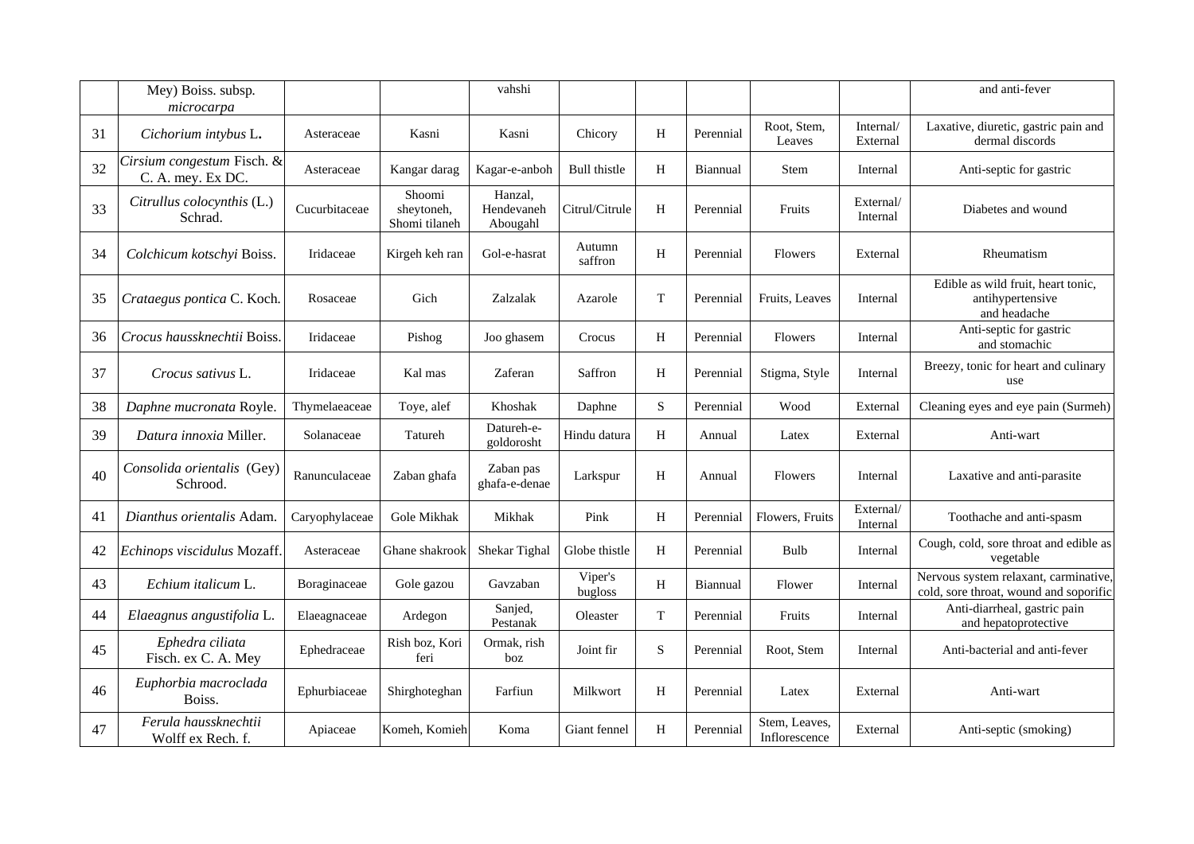| | Mey) Boiss. subsp. *microcarpa* | | | vahshi | | | | | | and anti-fever |
|---|---|---|---|---|---|---|---|---|---|---|
| 31 | *Cichorium intybus* L. | Asteraceae | Kasni | Kasni | Chicory | H | Perennial | Root, Stem, Leaves | Internal/ External | Laxative, diuretic, gastric pain and dermal discords |
| 32 | *Cirsium congestum* Fisch. & C. A. mey. Ex DC. | Asteraceae | Kangar darag | Kagar-e-anboh | Bull thistle | H | Biannual | Stem | Internal | Anti-septic for gastric |
| 33 | *Citrullus colocynthis* (L.) Schrad. | Cucurbitaceae | Shoomi sheytoneh, Shomi tilaneh | Hanzal, Hendevaneh Abougahl | Citrul/Citrule | H | Perennial | Fruits | External/ Internal | Diabetes and wound |
| 34 | *Colchicum kotschyi* Boiss. | Iridaceae | Kirgeh keh ran | Gol-e-hasrat | Autumn saffron | H | Perennial | Flowers | External | Rheumatism |
| 35 | *Crataegus pontica* C. Koch. | Rosaceae | Gich | Zalzalak | Azarole | T | Perennial | Fruits, Leaves | Internal | Edible as wild fruit, heart tonic, antihypertensive and headache |
| 36 | *Crocus haussknechtii* Boiss. | Iridaceae | Pishog | Joo ghasem | Crocus | H | Perennial | Flowers | Internal | Anti-septic for gastric and stomachic |
| 37 | *Crocus sativus* L. | Iridaceae | Kal mas | Zaferan | Saffron | H | Perennial | Stigma, Style | Internal | Breezy, tonic for heart and culinary use |
| 38 | *Daphne mucronata* Royle. | Thymelaeaceae | Toye, alef | Khoshak | Daphne | S | Perennial | Wood | External | Cleaning eyes and eye pain (Surmeh) |
| 39 | *Datura innoxia* Miller. | Solanaceae | Tatureh | Datureh-e-goldorosht | Hindu datura | H | Annual | Latex | External | Anti-wart |
| 40 | *Consolida orientalis* (Gey) Schrood. | Ranunculaceae | Zaban ghafa | Zaban pas ghafa-e-denae | Larkspur | H | Annual | Flowers | Internal | Laxative and anti-parasite |
| 41 | *Dianthus orientalis* Adam. | Caryophylaceae | Gole Mikhak | Mikhak | Pink | H | Perennial | Flowers, Fruits | External/ Internal | Toothache and anti-spasm |
| 42 | *Echinops viscidulus* Mozaff. | Asteraceae | Ghane shakrook | Shekar Tighal | Globe thistle | H | Perennial | Bulb | Internal | Cough, cold, sore throat and edible as vegetable |
| 43 | *Echium italicum* L. | Boraginaceae | Gole gazou | Gavzaban | Viper's bugloss | H | Biannual | Flower | Internal | Nervous system relaxant, carminative, cold, sore throat, wound and soporific |
| 44 | *Elaeagnus angustifolia* L. | Elaeagnaceae | Ardegon | Sanjed, Pestanak | Oleaster | T | Perennial | Fruits | Internal | Anti-diarrheal, gastric pain and hepatoprotective |
| 45 | *Ephedra ciliata* Fisch. ex C. A. Mey | Ephedraceae | Rish boz, Kori feri | Ormak, rish boz | Joint fir | S | Perennial | Root, Stem | Internal | Anti-bacterial and anti-fever |
| 46 | *Euphorbia macroclada* Boiss. | Ephurbiaceae | Shirghoteghan | Farfiun | Milkwort | H | Perennial | Latex | External | Anti-wart |
| 47 | *Ferula haussknechtii* Wolff ex Rech. f. | Apiaceae | Komeh, Komieh | Koma | Giant fennel | H | Perennial | Stem, Leaves, Inflorescence | External | Anti-septic (smoking) |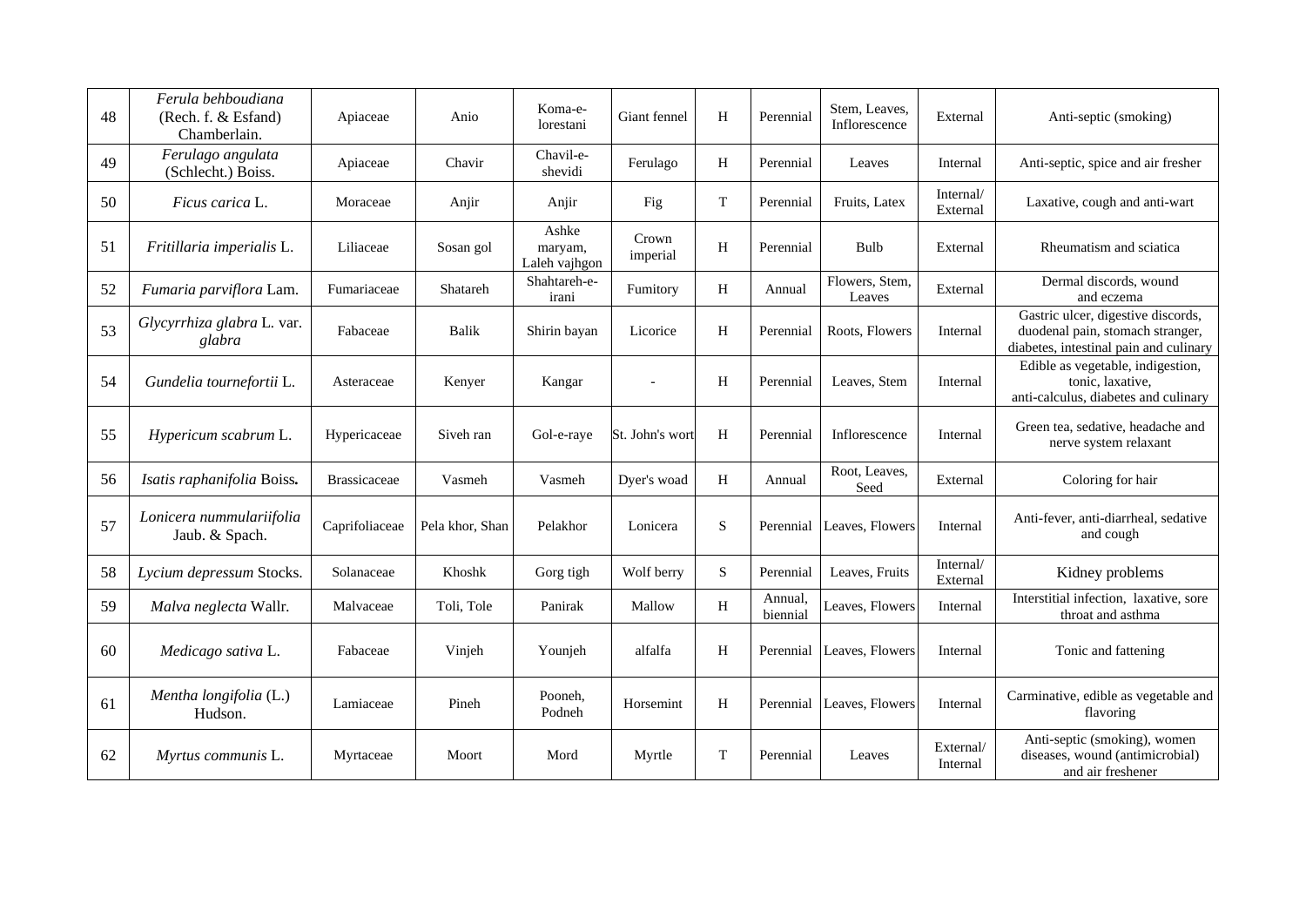| 48 | *Ferula behboudiana* (Rech. f. & Esfand) Chamberlain. | Apiaceae | Anio | Koma-e-lorestani | Giant fennel | H | Perennial | Stem, Leaves, Inflorescence | External | Anti-septic (smoking) |
|---|---|---|---|---|---|---|---|---|---|---|
| 49 | *Ferulago angulata* (Schlecht.) Boiss. | Apiaceae | Chavir | Chavil-e-shevidi | Ferulago | H | Perennial | Leaves | Internal | Anti-septic, spice and air fresher |
| 50 | *Ficus carica* L. | Moraceae | Anjir | Anjir | Fig | T | Perennial | Fruits, Latex | Internal/ External | Laxative, cough and anti-wart |
| 51 | *Fritillaria imperialis* L. | Liliaceae | Sosan gol | Ashke maryam, Laleh vajhgon | Crown imperial | H | Perennial | Bulb | External | Rheumatism and sciatica |
| 52 | *Fumaria parviflora* Lam. | Fumariaceae | Shatareh | Shahtareh-e-irani | Fumitory | H | Annual | Flowers, Stem, Leaves | External | Dermal discords, wound and eczema |
| 53 | *Glycyrrhiza glabra* L. var. *glabra* | Fabaceae | Balik | Shirin bayan | Licorice | H | Perennial | Roots, Flowers | Internal | Gastric ulcer, digestive discords, duodenal pain, stomach stranger, diabetes, intestinal pain and culinary |
| 54 | *Gundelia tournefortii* L. | Asteraceae | Kenyer | Kangar | - | H | Perennial | Leaves, Stem | Internal | Edible as vegetable, indigestion, tonic, laxative, anti-calculus, diabetes and culinary |
| 55 | *Hypericum scabrum* L. | Hypericaceae | Siveh ran | Gol-e-raye | St. John's wort | H | Perennial | Inflorescence | Internal | Green tea, sedative, headache and nerve system relaxant |
| 56 | *Isatis raphanifolia* Boiss. | Brassicaceae | Vasmeh | Vasmeh | Dyer's woad | H | Annual | Root, Leaves, Seed | External | Coloring for hair |
| 57 | *Lonicera nummulariifolia* Jaub. & Spach. | Caprifoliaceae | Pela khor, Shan | Pelakhor | Lonicera | S | Perennial | Leaves, Flowers | Internal | Anti-fever, anti-diarrheal, sedative and cough |
| 58 | *Lycium depressum* Stocks. | Solanaceae | Khoshk | Gorg tigh | Wolf berry | S | Perennial | Leaves, Fruits | Internal/ External | Kidney problems |
| 59 | *Malva neglecta* Wallr. | Malvaceae | Toli, Tole | Panirak | Mallow | H | Annual, biennial | Leaves, Flowers | Internal | Interstitial infection, laxative, sore throat and asthma |
| 60 | *Medicago sativa* L. | Fabaceae | Vinjeh | Younjeh | alfalfa | H | Perennial | Leaves, Flowers | Internal | Tonic and fattening |
| 61 | *Mentha longifolia* (L.) Hudson. | Lamiaceae | Pineh | Pooneh, Podneh | Horsemint | H | Perennial | Leaves, Flowers | Internal | Carminative, edible as vegetable and flavoring |
| 62 | *Myrtus communis* L. | Myrtaceae | Moort | Mord | Myrtle | T | Perennial | Leaves | External/ Internal | Anti-septic (smoking), women diseases, wound (antimicrobial) and air freshener |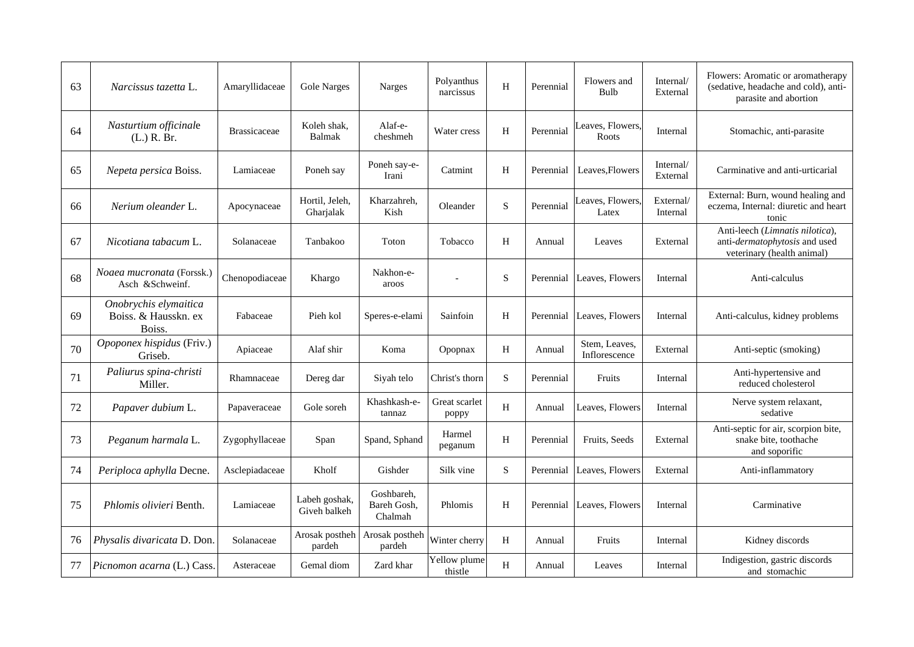| 63 | *Narcissus tazetta* L. | Amaryllidaceae | Gole Narges | Narges | Polyanthus narcissus | H | Perennial | Flowers and Bulb | Internal/ External | Flowers: Aromatic or aromatherapy (sedative, headache and cold), anti-parasite and abortion |
|---|---|---|---|---|---|---|---|---|---|---|
| 64 | *Nasturtium officinale* (L.) R. Br. | Brassicaceae | Koleh shak, Balmak | Alaf-e-cheshmeh | Water cress | H | Perennial | Leaves, Flowers, Roots | Internal | Stomachic, anti-parasite |
| 65 | *Nepeta persica* Boiss. | Lamiaceae | Poneh say | Poneh say-e-Irani | Catmint | H | Perennial | Leaves,Flowers | Internal/ External | Carminative and anti-urticarial |
| 66 | *Nerium oleander* L. | Apocynaceae | Hortil, Jeleh, Gharjalak | Kharzahreh, Kish | Oleander | S | Perennial | Leaves, Flowers, Latex | External/ Internal | External: Burn, wound healing and eczema, Internal: diuretic and heart tonic |
| 67 | *Nicotiana tabacum* L. | Solanaceae | Tanbakoo | Toton | Tobacco | H | Annual | Leaves | External | Anti-leech (*Limnatis nilotica*), anti-*dermatophytosis* and used veterinary (health animal) |
| 68 | *Noaea mucronata* (Forssk.) Asch &Schweinf. | Chenopodiaceae | Khargo | Nakhon-e-aroos | - | S | Perennial | Leaves, Flowers | Internal | Anti-calculus |
| 69 | *Onobrychis elymaitica* Boiss. & Hausskn. ex Boiss. | Fabaceae | Pieh kol | Speres-e-elami | Sainfoin | H | Perennial | Leaves, Flowers | Internal | Anti-calculus, kidney problems |
| 70 | *Opoponex hispidus* (Friv.) Griseb. | Apiaceae | Alaf shir | Koma | Opopnax | H | Annual | Stem, Leaves, Inflorescence | External | Anti-septic (smoking) |
| 71 | *Paliurus spina-christi* Miller. | Rhamnaceae | Dereg dar | Siyah telo | Christ's thorn | S | Perennial | Fruits | Internal | Anti-hypertensive and reduced cholesterol |
| 72 | *Papaver dubium* L. | Papaveraceae | Gole soreh | Khashkash-e-tannaz | Great scarlet poppy | H | Annual | Leaves, Flowers | Internal | Nerve system relaxant, sedative |
| 73 | *Peganum harmala* L. | Zygophyllaceae | Span | Spand, Sphand | Harmel peganum | H | Perennial | Fruits, Seeds | External | Anti-septic for air, scorpion bite, snake bite, toothache and soporific |
| 74 | *Periploca aphylla* Decne. | Asclepiadaceae | Kholf | Gishder | Silk vine | S | Perennial | Leaves, Flowers | External | Anti-inflammatory |
| 75 | *Phlomis olivieri* Benth. | Lamiaceae | Labeh goshak, Giveh balkeh | Goshbareh, Bareh Gosh, Chalmah | Phlomis | H | Perennial | Leaves, Flowers | Internal | Carminative |
| 76 | *Physalis divaricata* D. Don. | Solanaceae | Arosak postheh pardeh | Arosak postheh pardeh | Winter cherry | H | Annual | Fruits | Internal | Kidney discords |
| 77 | *Picnomon acarna* (L.) Cass. | Asteraceae | Gemal diom | Zard khar | Yellow plume thistle | H | Annual | Leaves | Internal | Indigestion, gastric discords and stomachic |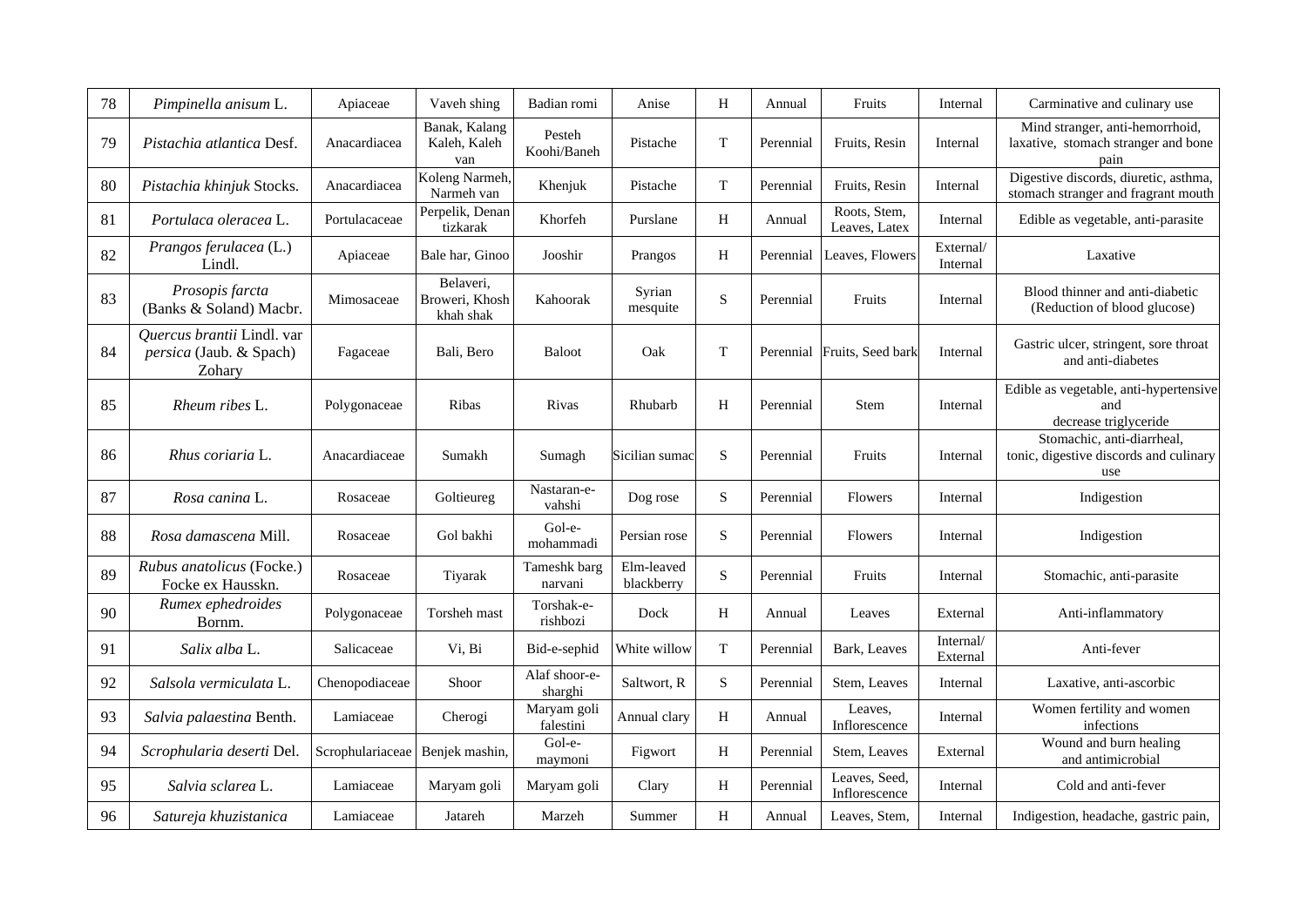| 78 | *Pimpinella anisum* L. | Apiaceae | Vaveh shing | Badian romi | Anise | H | Annual | Fruits | Internal | Carminative and culinary use |
|---|---|---|---|---|---|---|---|---|---|---|
| 79 | *Pistachia atlantica* Desf. | Anacardiacea | Banak, Kalang Kaleh, Kaleh van | Pesteh Koohi/Baneh | Pistache | T | Perennial | Fruits, Resin | Internal | Mind stranger, anti-hemorrhoid, laxative, stomach stranger and bone pain |
| 80 | *Pistachia khinjuk* Stocks. | Anacardiacea | Koleng Narmeh, Narmeh van | Khenjuk | Pistache | T | Perennial | Fruits, Resin | Internal | Digestive discords, diuretic, asthma, stomach stranger and fragrant mouth |
| 81 | *Portulaca oleracea* L. | Portulacaceae | Perpelik, Denan tizkarak | Khorfeh | Purslane | H | Annual | Roots, Stem, Leaves, Latex | Internal | Edible as vegetable, anti-parasite |
| 82 | *Prangos ferulacea* (L.) Lindl. | Apiaceae | Bale har, Ginoo | Jooshir | Prangos | H | Perennial | Leaves, Flowers | External/ Internal | Laxative |
| 83 | *Prosopis farcta* (Banks & Soland) Macbr. | Mimosaceae | Belaveri, Broweri, Khosh khah shak | Kahoorak | Syrian mesquite | S | Perennial | Fruits | Internal | Blood thinner and anti-diabetic (Reduction of blood glucose) |
| 84 | *Quercus brantii* Lindl. var *persica* (Jaub. & Spach) Zohary | Fagaceae | Bali, Bero | Baloot | Oak | T | Perennial | Fruits, Seed bark | Internal | Gastric ulcer, stringent, sore throat and anti-diabetes |
| 85 | *Rheum ribes* L. | Polygonaceae | Ribas | Rivas | Rhubarb | H | Perennial | Stem | Internal | Edible as vegetable, anti-hypertensive and decrease triglyceride |
| 86 | *Rhus coriaria* L. | Anacardiaceae | Sumakh | Sumagh | Sicilian sumac | S | Perennial | Fruits | Internal | Stomachic, anti-diarrheal, tonic, digestive discords and culinary use |
| 87 | *Rosa canina* L. | Rosaceae | Goltieureg | Nastaran-e-vahshi | Dog rose | S | Perennial | Flowers | Internal | Indigestion |
| 88 | *Rosa damascena* Mill. | Rosaceae | Gol bakhi | Gol-e-mohammadi | Persian rose | S | Perennial | Flowers | Internal | Indigestion |
| 89 | *Rubus anatolicus* (Focke.) Focke ex Hausskn. | Rosaceae | Tiyarak | Tameshk barg narvani | Elm-leaved blackberry | S | Perennial | Fruits | Internal | Stomachic, anti-parasite |
| 90 | *Rumex ephedroides* Bornm. | Polygonaceae | Torsheh mast | Torshak-e-rishbozi | Dock | H | Annual | Leaves | External | Anti-inflammatory |
| 91 | *Salix alba* L. | Salicaceae | Vi, Bi | Bid-e-sephid | White willow | T | Perennial | Bark, Leaves | Internal/ External | Anti-fever |
| 92 | *Salsola vermiculata* L. | Chenopodiaceae | Shoor | Alaf shoor-e-sharghi | Saltwort, R | S | Perennial | Stem, Leaves | Internal | Laxative, anti-ascorbic |
| 93 | *Salvia palaestina* Benth. | Lamiaceae | Cherogi | Maryam goli falestini | Annual clary | H | Annual | Leaves, Inflorescence | Internal | Women fertility and women infections |
| 94 | *Scrophularia deserti* Del. | Scrophulariaceae | Benjek mashin, | Gol-e-maymoni | Figwort | H | Perennial | Stem, Leaves | External | Wound and burn healing and antimicrobial |
| 95 | *Salvia sclarea* L. | Lamiaceae | Maryam goli | Maryam goli | Clary | H | Perennial | Leaves, Seed, Inflorescence | Internal | Cold and anti-fever |
| 96 | *Satureja khuzistanica* | Lamiaceae | Jatareh | Marzeh | Summer | H | Annual | Leaves, Stem, | Internal | Indigestion, headache, gastric pain, |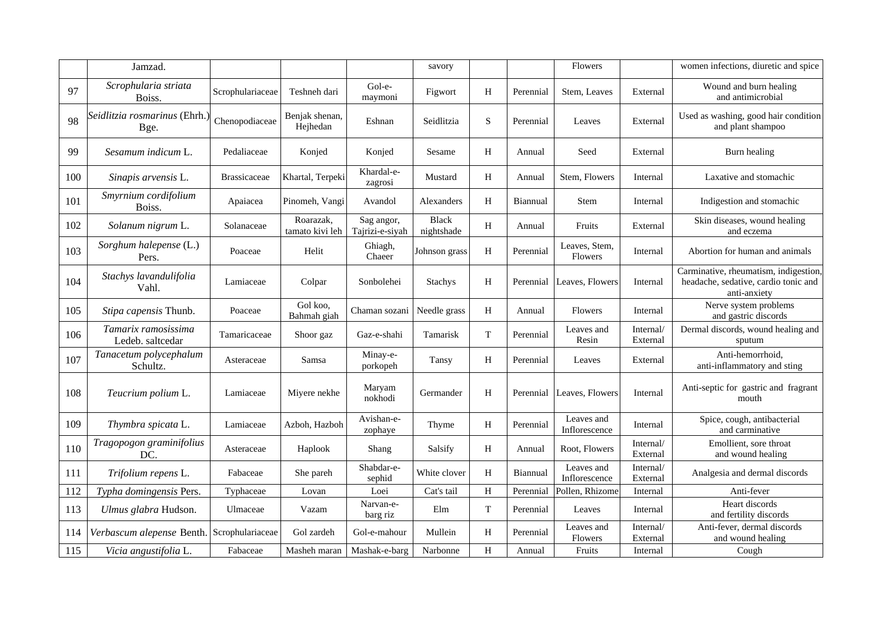| | | | | | | | | | | |
|---|---|---|---|---|---|---|---|---|---|---|
| | Jamzad. | | | | savory | | | Flowers | | women infections, diuretic and spice |
| 97 | *Scrophularia striata* Boiss. | Scrophulariaceae | Teshneh dari | Gol-e-maymoni | Figwort | H | Perennial | Stem, Leaves | External | Wound and burn healing and antimicrobial |
| 98 | *Seidlitzia rosmarinus* (Ehrh.) Bge. | Chenopodiaceae | Benjak shenan, Hejhedan | Eshnan | Seidlitzia | S | Perennial | Leaves | External | Used as washing, good hair condition and plant shampoo |
| 99 | *Sesamum indicum* L. | Pedaliaceae | Konjed | Konjed | Sesame | H | Annual | Seed | External | Burn healing |
| 100 | *Sinapis arvensis* L. | Brassicaceae | Khartal, Terpeki | Khardal-e-zagrosi | Mustard | H | Annual | Stem, Flowers | Internal | Laxative and stomachic |
| 101 | *Smyrnium cordifolium* Boiss. | Apaiacea | Pinomeh, Vangi | Avandol | Alexanders | H | Biannual | Stem | Internal | Indigestion and stomachic |
| 102 | *Solanum nigrum* L. | Solanaceae | Roarazak, tamato kivi leh | Sag angor, Tajrizi-e-siyah | Black nightshade | H | Annual | Fruits | External | Skin diseases, wound healing and eczema |
| 103 | *Sorghum halepense* (L.) Pers. | Poaceae | Helit | Ghiagh, Chaeer | Johnson grass | H | Perennial | Leaves, Stem, Flowers | Internal | Abortion for human and animals |
| 104 | *Stachys lavandulifolia* Vahl. | Lamiaceae | Colpar | Sonbolehei | Stachys | H | Perennial | Leaves, Flowers | Internal | Carminative, rheumatism, indigestion, headache, sedative, cardio tonic and anti-anxiety |
| 105 | *Stipa capensis* Thunb. | Poaceae | Gol koo, Bahmah giah | Chaman sozani | Needle grass | H | Annual | Flowers | Internal | Nerve system problems and gastric discords |
| 106 | *Tamarix ramosissima* Ledeb. saltcedar | Tamaricaceae | Shoor gaz | Gaz-e-shahi | Tamarisk | T | Perennial | Leaves and Resin | Internal/ External | Dermal discords, wound healing and sputum |
| 107 | *Tanacetum polycephalum* Schultz. | Asteraceae | Samsa | Minay-e-porkopeh | Tansy | H | Perennial | Leaves | External | Anti-hemorrhoid, anti-inflammatory and sting |
| 108 | *Teucrium polium* L. | Lamiaceae | Miyere nekhe | Maryam nokhodi | Germander | H | Perennial | Leaves, Flowers | Internal | Anti-septic for gastric and fragrant mouth |
| 109 | *Thymbra spicata* L. | Lamiaceae | Azboh, Hazboh | Avishan-e-zophaye | Thyme | H | Perennial | Leaves and Inflorescence | Internal | Spice, cough, antibacterial and carminative |
| 110 | *Tragopogon graminifolius* DC. | Asteraceae | Haplook | Shang | Salsify | H | Annual | Root, Flowers | Internal/ External | Emollient, sore throat and wound healing |
| 111 | *Trifolium repens* L. | Fabaceae | She pareh | Shabdar-e-sephid | White clover | H | Biannual | Leaves and Inflorescence | Internal/ External | Analgesia and dermal discords |
| 112 | *Typha domingensis* Pers. | Typhaceae | Lovan | Loei | Cat's tail | H | Perennial | Pollen, Rhizome | Internal | Anti-fever |
| 113 | *Ulmus glabra* Hudson. | Ulmaceae | Vazam | Narvan-e-barg riz | Elm | T | Perennial | Leaves | Internal | Heart discords and fertility discords |
| 114 | *Verbascum alepense* Benth. | Scrophulariaceae | Gol zardeh | Gol-e-mahour | Mullein | H | Perennial | Leaves and Flowers | Internal/ External | Anti-fever, dermal discords and wound healing |
| 115 | *Vicia angustifolia* L. | Fabaceae | Masheh maran | Mashak-e-barg | Narbonne | H | Annual | Fruits | Internal | Cough |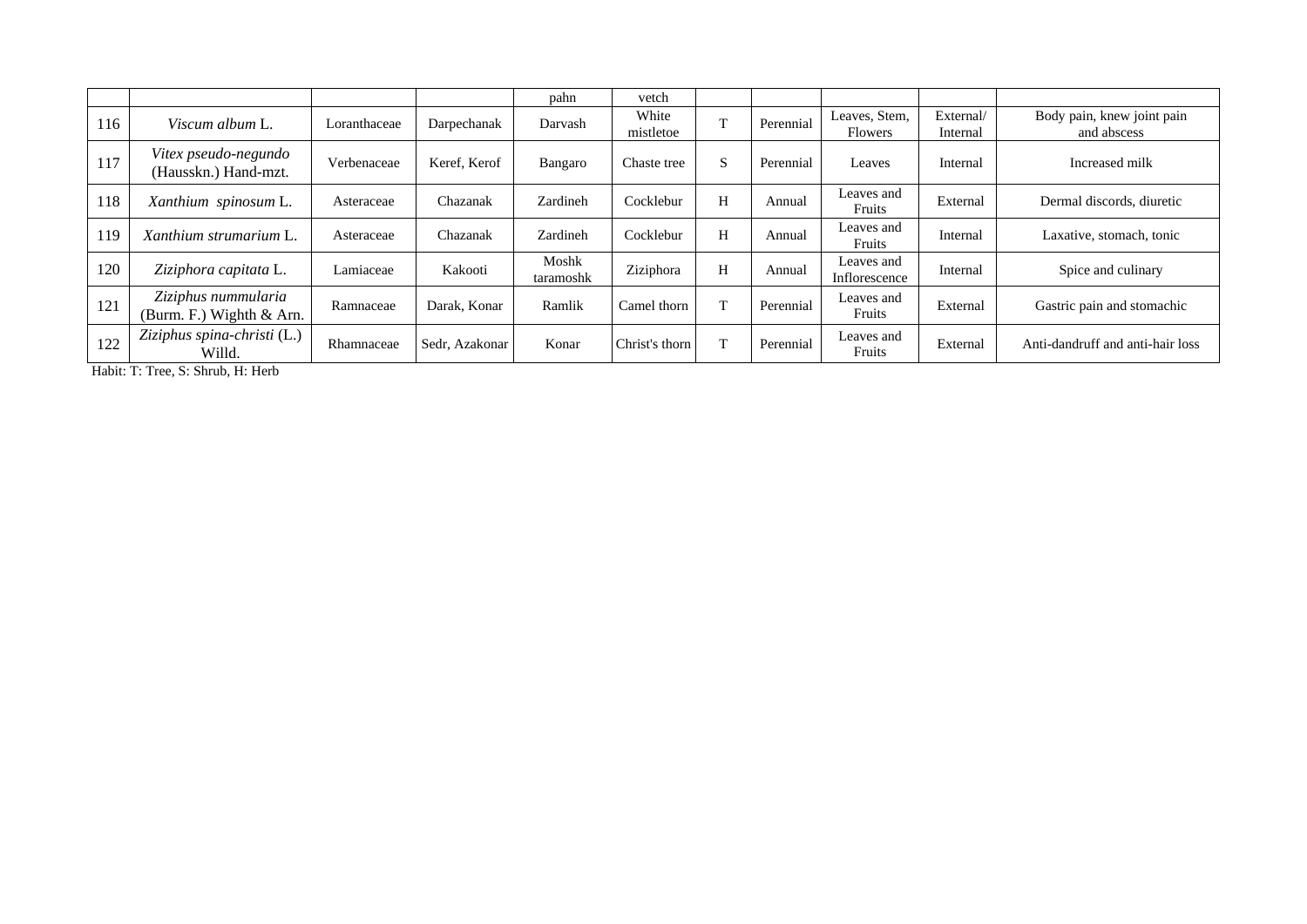|  |  |  |  | pahn | vetch |  |  |  |  |  |
|---|---|---|---|---|---|---|---|---|---|---|
| 116 | *Viscum album* L. | Loranthaceae | Darpechanak | Darvash | White mistletoe | T | Perennial | Leaves, Stem, Flowers | External/ Internal | Body pain, knew joint pain and abscess |
| 117 | *Vitex pseudo-negundo* (Hausskn.) Hand-mzt. | Verbenaceae | Keref, Kerof | Bangaro | Chaste tree | S | Perennial | Leaves | Internal | Increased milk |
| 118 | *Xanthium spinosum* L. | Asteraceae | Chazanak | Zardineh | Cocklebur | H | Annual | Leaves and Fruits | External | Dermal discords, diuretic |
| 119 | *Xanthium strumarium* L. | Asteraceae | Chazanak | Zardineh | Cocklebur | H | Annual | Leaves and Fruits | Internal | Laxative, stomach, tonic |
| 120 | *Ziziphora capitata* L. | Lamiaceae | Kakooti | Moshk taramoshk | Ziziphora | H | Annual | Leaves and Inflorescence | Internal | Spice and culinary |
| 121 | *Ziziphus nummularia* (Burm. F.) Wighth & Arn. | Ramnaceae | Darak, Konar | Ramlik | Camel thorn | T | Perennial | Leaves and Fruits | External | Gastric pain and stomachic |
| 122 | *Ziziphus spina-christi* (L.) Willd. | Rhamnaceae | Sedr, Azakonar | Konar | Christ's thorn | T | Perennial | Leaves and Fruits | External | Anti-dandruff and anti-hair loss |

Habit: T: Tree, S: Shrub, H: Herb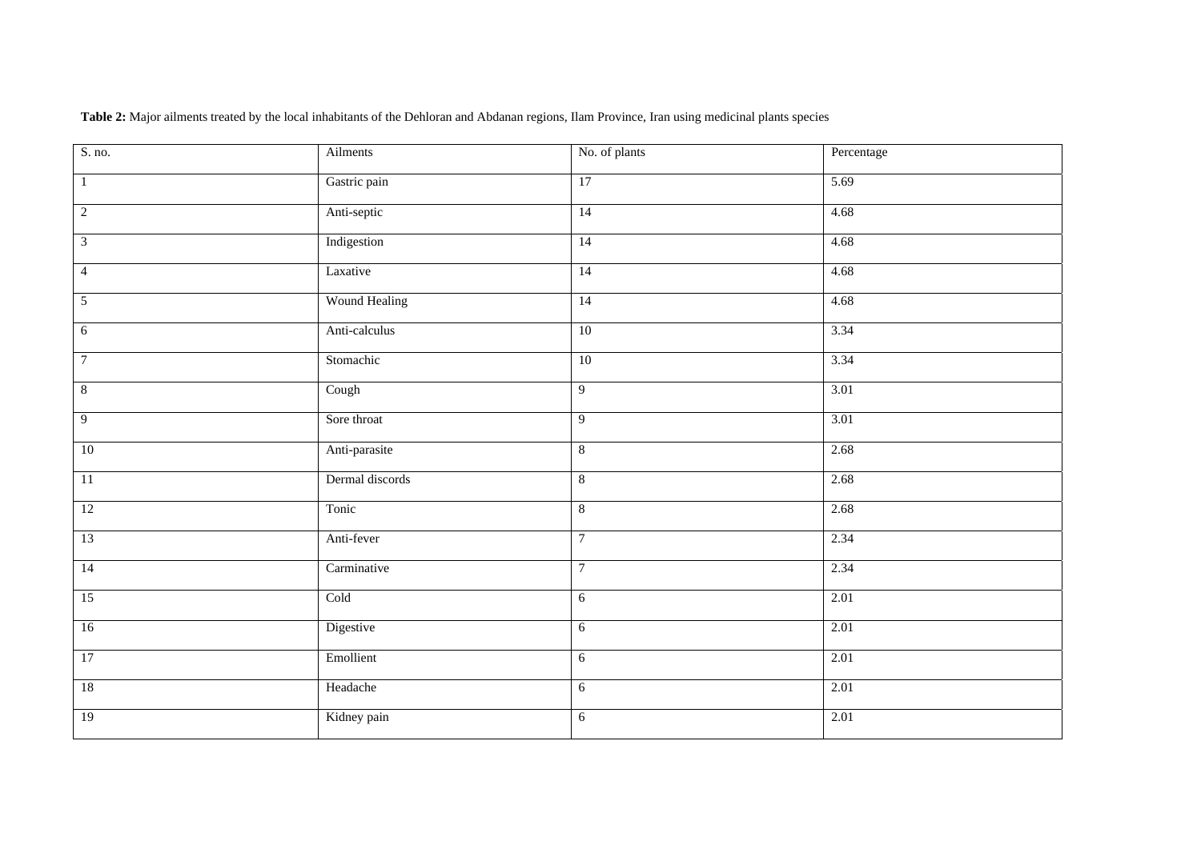**Table 2:** Major ailments treated by the local inhabitants of the Dehloran and Abdanan regions, Ilam Province, Iran using medicinal plants species

| S. no. | Ailments | No. of plants | Percentage |
|---|---|---|---|
| 1 | Gastric pain | 17 | 5.69 |
| 2 | Anti-septic | 14 | 4.68 |
| 3 | Indigestion | 14 | 4.68 |
| 4 | Laxative | 14 | 4.68 |
| 5 | Wound Healing | 14 | 4.68 |
| 6 | Anti-calculus | 10 | 3.34 |
| 7 | Stomachic | 10 | 3.34 |
| 8 | Cough | 9 | 3.01 |
| 9 | Sore throat | 9 | 3.01 |
| 10 | Anti-parasite | 8 | 2.68 |
| 11 | Dermal discords | 8 | 2.68 |
| 12 | Tonic | 8 | 2.68 |
| 13 | Anti-fever | 7 | 2.34 |
| 14 | Carminative | 7 | 2.34 |
| 15 | Cold | 6 | 2.01 |
| 16 | Digestive | 6 | 2.01 |
| 17 | Emollient | 6 | 2.01 |
| 18 | Headache | 6 | 2.01 |
| 19 | Kidney pain | 6 | 2.01 |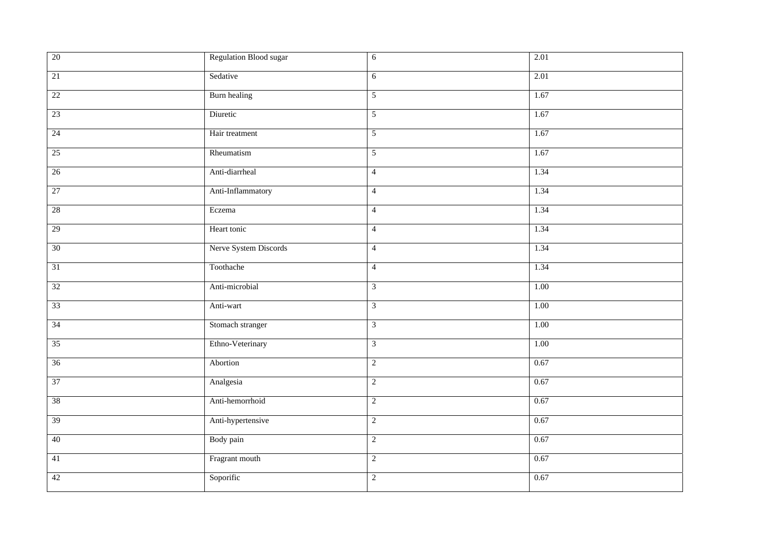| | | | |
|---|---|---|---|
| 20 | Regulation Blood sugar | 6 | 2.01 |
| 21 | Sedative | 6 | 2.01 |
| 22 | Burn healing | 5 | 1.67 |
| 23 | Diuretic | 5 | 1.67 |
| 24 | Hair treatment | 5 | 1.67 |
| 25 | Rheumatism | 5 | 1.67 |
| 26 | Anti-diarrheal | 4 | 1.34 |
| 27 | Anti-Inflammatory | 4 | 1.34 |
| 28 | Eczema | 4 | 1.34 |
| 29 | Heart tonic | 4 | 1.34 |
| 30 | Nerve System Discords | 4 | 1.34 |
| 31 | Toothache | 4 | 1.34 |
| 32 | Anti-microbial | 3 | 1.00 |
| 33 | Anti-wart | 3 | 1.00 |
| 34 | Stomach stranger | 3 | 1.00 |
| 35 | Ethno-Veterinary | 3 | 1.00 |
| 36 | Abortion | 2 | 0.67 |
| 37 | Analgesia | 2 | 0.67 |
| 38 | Anti-hemorrhoid | 2 | 0.67 |
| 39 | Anti-hypertensive | 2 | 0.67 |
| 40 | Body pain | 2 | 0.67 |
| 41 | Fragrant mouth | 2 | 0.67 |
| 42 | Soporific | 2 | 0.67 |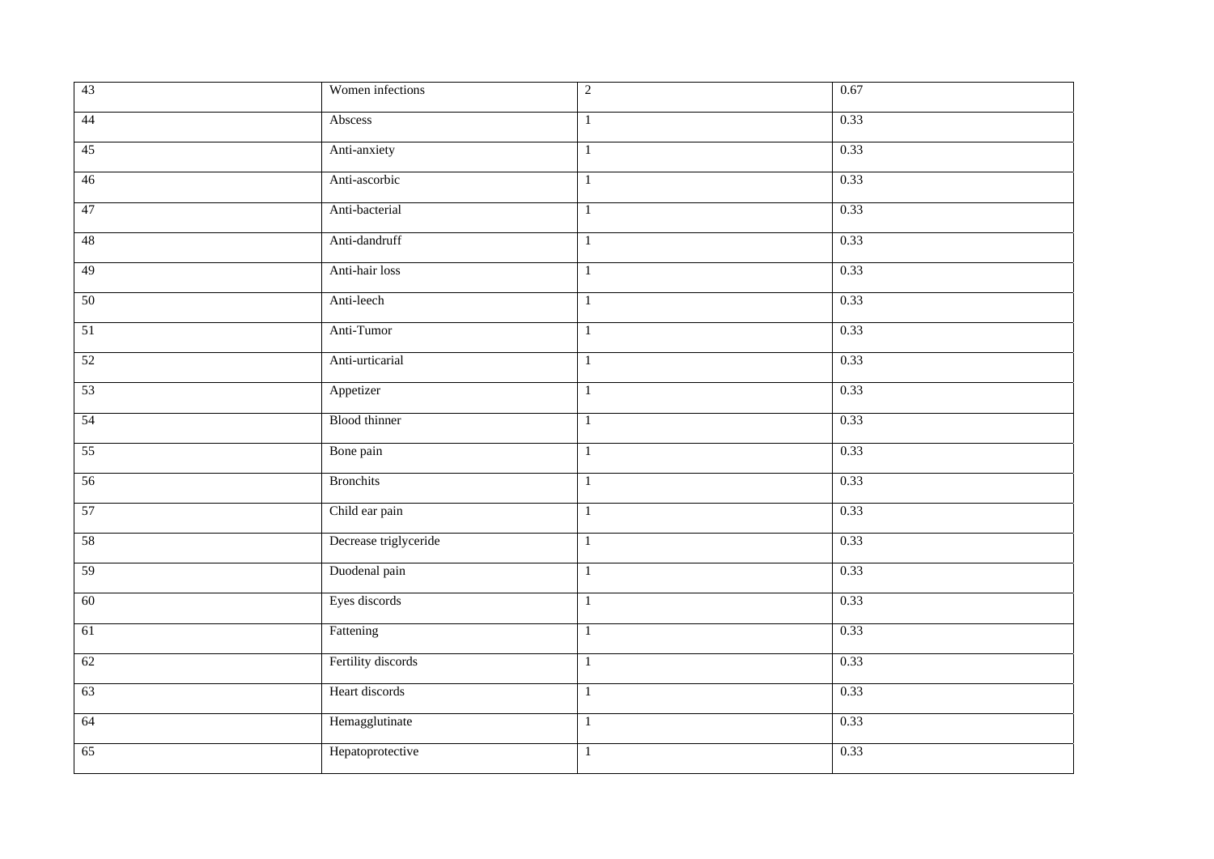| 43 | Women infections | 2 | 0.67 |
|---|---|---|---|
| 44 | Abscess | 1 | 0.33 |
| 45 | Anti-anxiety | 1 | 0.33 |
| 46 | Anti-ascorbic | 1 | 0.33 |
| 47 | Anti-bacterial | 1 | 0.33 |
| 48 | Anti-dandruff | 1 | 0.33 |
| 49 | Anti-hair loss | 1 | 0.33 |
| 50 | Anti-leech | 1 | 0.33 |
| 51 | Anti-Tumor | 1 | 0.33 |
| 52 | Anti-urticarial | 1 | 0.33 |
| 53 | Appetizer | 1 | 0.33 |
| 54 | Blood thinner | 1 | 0.33 |
| 55 | Bone pain | 1 | 0.33 |
| 56 | Bronchits | 1 | 0.33 |
| 57 | Child ear pain | 1 | 0.33 |
| 58 | Decrease triglyceride | 1 | 0.33 |
| 59 | Duodenal pain | 1 | 0.33 |
| 60 | Eyes discords | 1 | 0.33 |
| 61 | Fattening | 1 | 0.33 |
| 62 | Fertility discords | 1 | 0.33 |
| 63 | Heart discords | 1 | 0.33 |
| 64 | Hemagglutinate | 1 | 0.33 |
| 65 | Hepatoprotective | 1 | 0.33 |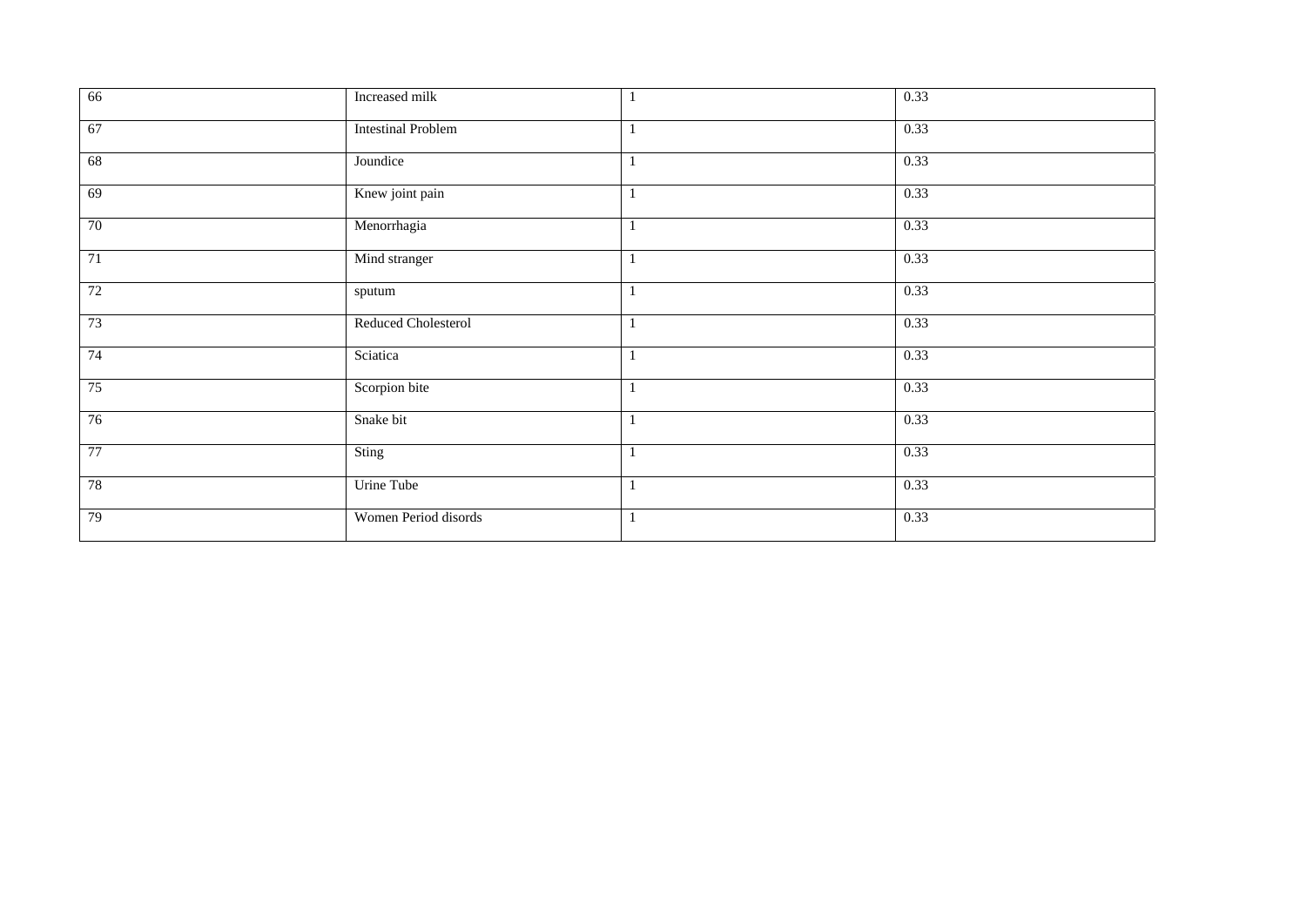| | | | |
|---|---|---|---|
| 66 | Increased milk | 1 | 0.33 |
| 67 | Intestinal Problem | 1 | 0.33 |
| 68 | Joundice | 1 | 0.33 |
| 69 | Knew joint pain | 1 | 0.33 |
| 70 | Menorrhagia | 1 | 0.33 |
| 71 | Mind stranger | 1 | 0.33 |
| 72 | sputum | 1 | 0.33 |
| 73 | Reduced Cholesterol | 1 | 0.33 |
| 74 | Sciatica | 1 | 0.33 |
| 75 | Scorpion bite | 1 | 0.33 |
| 76 | Snake bit | 1 | 0.33 |
| 77 | Sting | 1 | 0.33 |
| 78 | Urine Tube | 1 | 0.33 |
| 79 | Women Period disords | 1 | 0.33 |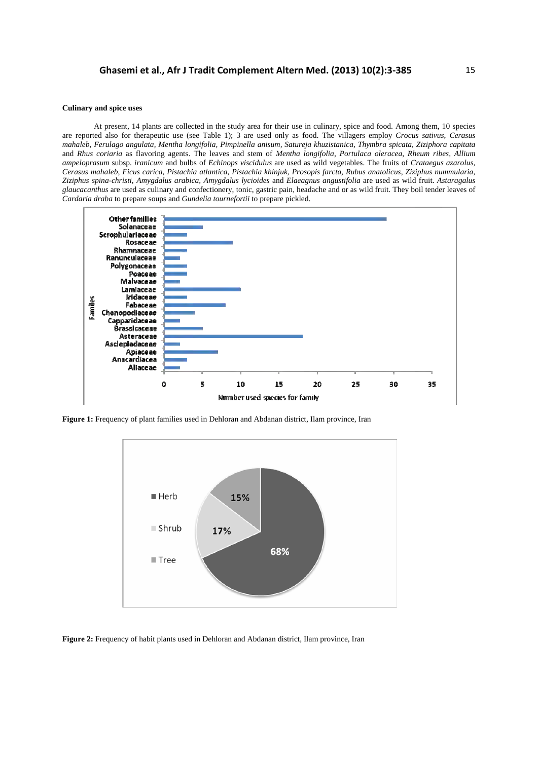**Culinary and spice uses**

At present, 14 plants are collected in the study area for their use in culinary, spice and food. Among them, 10 species are reported also for therapeutic use (see Table 1); 3 are used only as food. The villagers employ *Crocus sativus*, *Cerasus mahaleb, Ferulago angulata, Mentha longifolia, Pimpinella anisum, Satureja khuzistanica, Thymbra spicata, Ziziphora capitata* and *Rhus coriaria* as flavoring agents. The leaves and stem of *Mentha longifolia*, *Portulaca oleracea, Rheum ribes, Allium ampeloprasum* subsp. *iranicum* and bulbs of *Echinops viscidulus* are used as wild vegetables. The fruits of *Crataegus azarolus*, *Cerasus mahaleb, Ficus carica, Pistachia atlantica, Pistachia khinjuk, Prosopis farcta, Rubus anatolicus, Ziziphus nummularia, Ziziphus spina-christi, Amygdalus arabica, Amygdalus lycioides* and *Elaeagnus angustifolia* are used as wild fruit. *Astaragalus glaucacanthus* are used as culinary and confectionery, tonic, gastric pain, headache and or as wild fruit. They boil tender leaves of *Cardaria draba* to prepare soups and *Gundelia tournefortii* to prepare pickled.

**Figure 1:** Frequency of plant families used in Dehloran and Abdanan district, Ilam province, Iran

**Figure 2:** Frequency of habit plants used in Dehloran and Abdanan district, Ilam province, Iran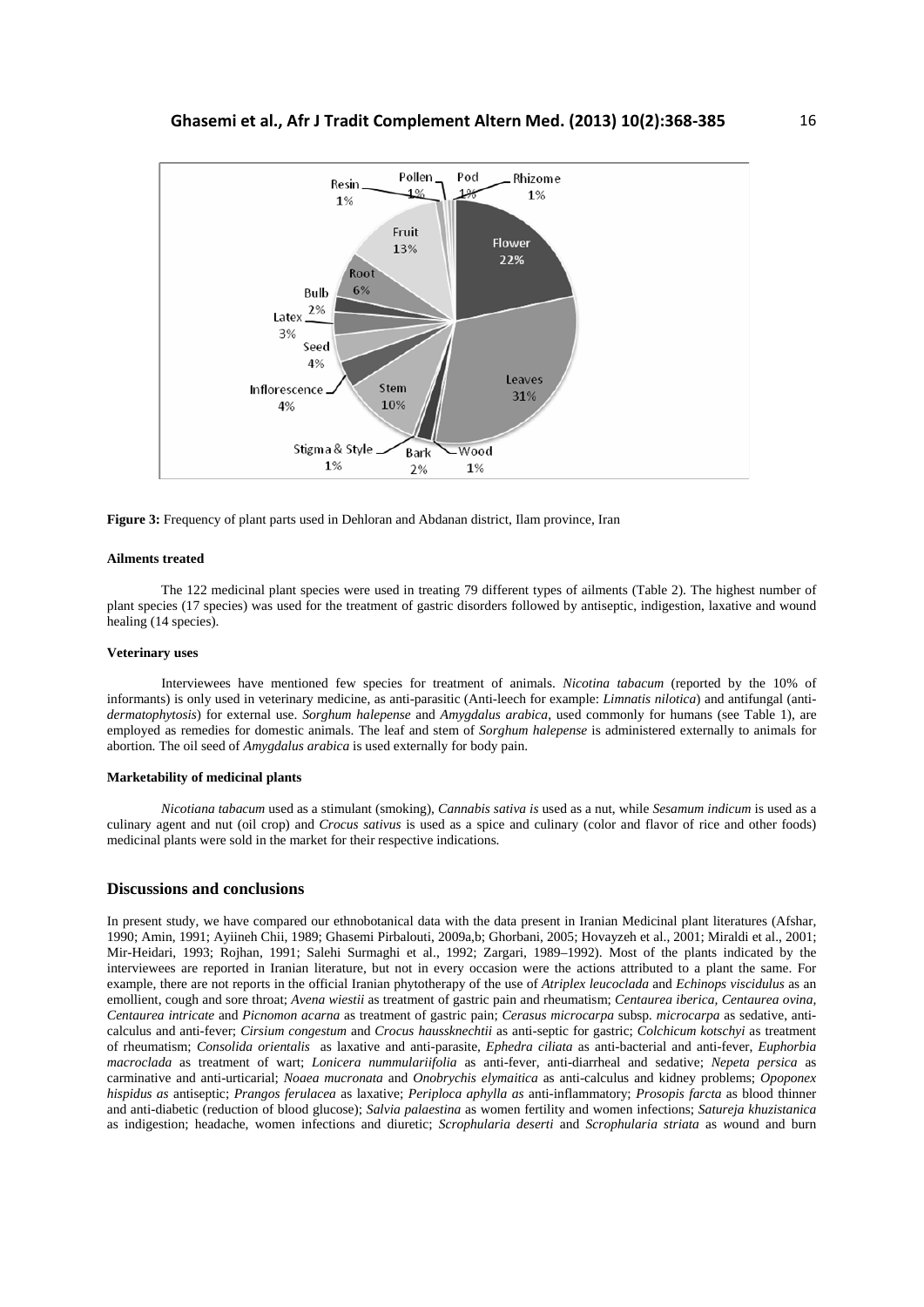**Figure 3:** Frequency of plant parts used in Dehloran and Abdanan district, Ilam province, Iran

#### Ailments treated

The 122 medicinal plant species were used in treating 79 different types of ailments (Table 2). The highest number of plant species (17 species) was used for the treatment of gastric disorders followed by antiseptic, indigestion, laxative and wound healing (14 species).

#### Veterinary uses

Interviewees have mentioned few species for treatment of animals. *Nicotina tabacum* (reported by the 10% of informants) is only used in veterinary medicine, as anti-parasitic (Anti-leech for example: *Limnatis nilotica*) and antifungal (anti-*dermatophytosis*) for external use. *Sorghum halepense* and *Amygdalus arabica*, used commonly for humans (see Table 1), are employed as remedies for domestic animals. The leaf and stem of *Sorghum halepense* is administered externally to animals for abortion. The oil seed of *Amygdalus arabica* is used externally for body pain.

#### Marketability of medicinal plants

*Nicotiana tabacum* used as a stimulant (smoking), *Cannabis sativa is* used as a nut, while *Sesamum indicum* is used as a culinary agent and nut (oil crop) and *Crocus sativus* is used as a spice and culinary (color and flavor of rice and other foods) medicinal plants were sold in the market for their respective indications.

## Discussions and conclusions

In present study, we have compared our ethnobotanical data with the data present in Iranian Medicinal plant literatures (Afshar, 1990; Amin, 1991; Ayiineh Chii, 1989; Ghasemi Pirbalouti, 2009a,b; Ghorbani, 2005; Hovayzeh et al., 2001; Miraldi et al., 2001; Mir-Heidari, 1993; Rojhan, 1991; Salehi Surmaghi et al., 1992; Zargari, 1989–1992). Most of the plants indicated by the interviewees are reported in Iranian literature, but not in every occasion were the actions attributed to a plant the same. For example, there are not reports in the official Iranian phytotherapy of the use of *Atriplex leucoclada* and *Echinops viscidulus* as an emollient, cough and sore throat; *Avena wiestii* as treatment of gastric pain and rheumatism; *Centaurea iberica, Centaurea ovina, Centaurea intricate* and *Picnomon acarna* as treatment of gastric pain; *Cerasus microcarpa* subsp. *microcarpa* as sedative, anti-calculus and anti-fever; *Cirsium congestum* and *Crocus haussknechtii* as anti-septic for gastric; *Colchicum kotschyi* as treatment of rheumatism; *Consolida orientalis* as laxative and anti-parasite, *Ephedra ciliata* as anti-bacterial and anti-fever, *Euphorbia macroclada* as treatment of wart; *Lonicera nummulariifolia* as anti-fever, anti-diarrheal and sedative; *Nepeta persica* as carminative and anti-urticarial; *Noaea mucronata* and *Onobrychis elymaitica* as anti-calculus and kidney problems; *Opoponex hispidus as* antiseptic; *Prangos ferulacea* as laxative; *Periploca aphylla as* anti-inflammatory; *Prosopis farcta* as blood thinner and anti-diabetic (reduction of blood glucose); *Salvia palaestina* as women fertility and women infections; *Satureja khuzistanica* as indigestion; headache, women infections and diuretic; *Scrophularia deserti* and *Scrophularia striata* as wound and burn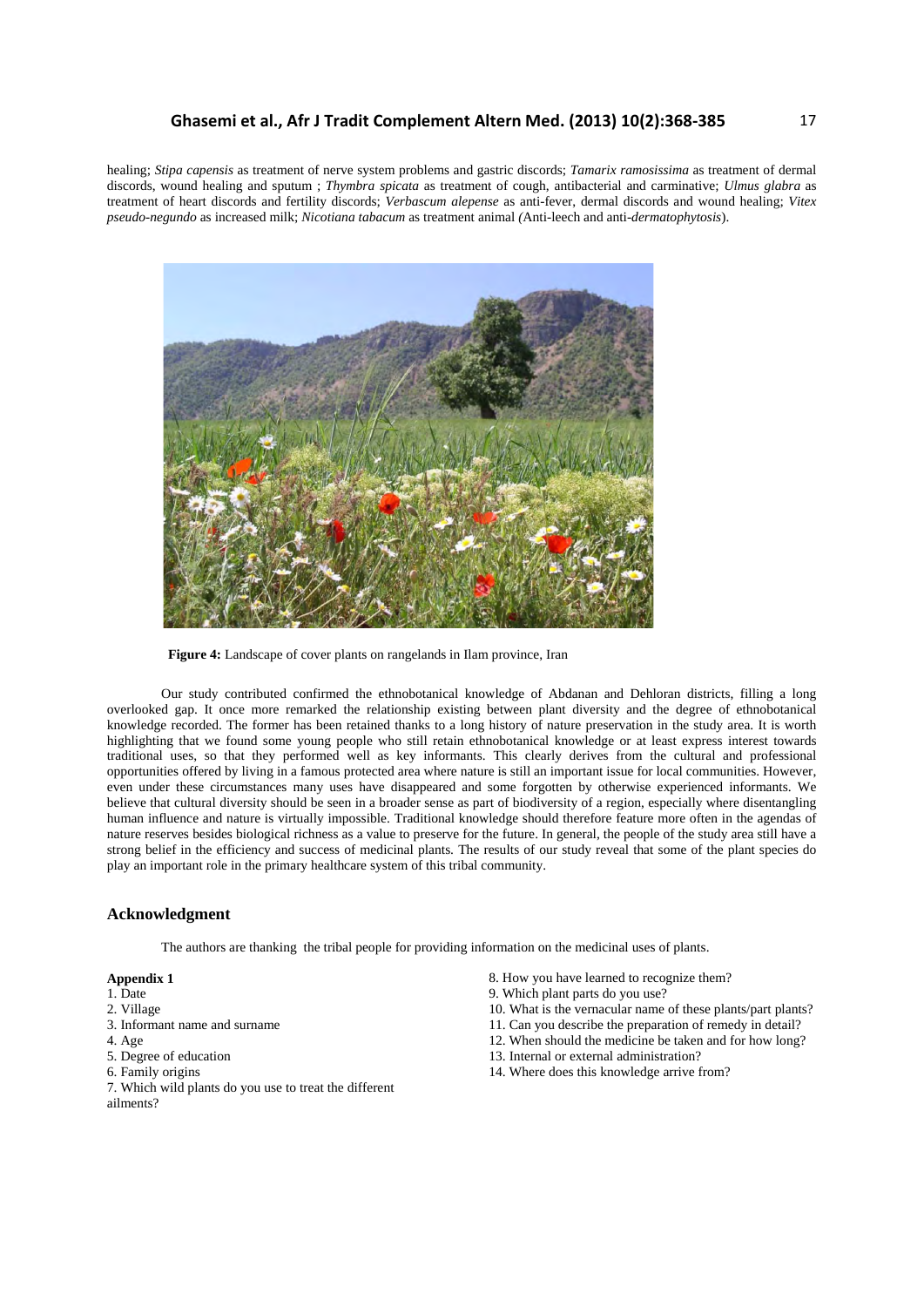healing; *Stipa capensis* as treatment of nerve system problems and gastric discords; *Tamarix ramosissima* as treatment of dermal discords, wound healing and sputum ; *Thymbra spicata* as treatment of cough, antibacterial and carminative; *Ulmus glabra* as treatment of heart discords and fertility discords; *Verbascum alepense* as anti-fever, dermal discords and wound healing; *Vitex pseudo-negundo* as increased milk; *Nicotiana tabacum* as treatment animal (Anti-leech and anti-*dermatophytosis*).

**Figure 4:** Landscape of cover plants on rangelands in Ilam province, Iran

Our study contributed confirmed the ethnobotanical knowledge of Abdanan and Dehloran districts, filling a long overlooked gap. It once more remarked the relationship existing between plant diversity and the degree of ethnobotanical knowledge recorded. The former has been retained thanks to a long history of nature preservation in the study area. It is worth highlighting that we found some young people who still retain ethnobotanical knowledge or at least express interest towards traditional uses, so that they performed well as key informants. This clearly derives from the cultural and professional opportunities offered by living in a famous protected area where nature is still an important issue for local communities. However, even under these circumstances many uses have disappeared and some forgotten by otherwise experienced informants. We believe that cultural diversity should be seen in a broader sense as part of biodiversity of a region, especially where disentangling human influence and nature is virtually impossible. Traditional knowledge should therefore feature more often in the agendas of nature reserves besides biological richness as a value to preserve for the future. In general, the people of the study area still have a strong belief in the efficiency and success of medicinal plants. The results of our study reveal that some of the plant species do play an important role in the primary healthcare system of this tribal community.

## Acknowledgment

The authors are thanking the tribal people for providing information on the medicinal uses of plants.

**Appendix 1**

1. Date
2. Village
3. Informant name and surname
4. Age
5. Degree of education
6. Family origins
7. Which wild plants do you use to treat the different ailments?
8. How you have learned to recognize them?
9. Which plant parts do you use?
10. What is the vernacular name of these plants/part plants?
11. Can you describe the preparation of remedy in detail?
12. When should the medicine be taken and for how long?
13. Internal or external administration?
14. Where does this knowledge arrive from?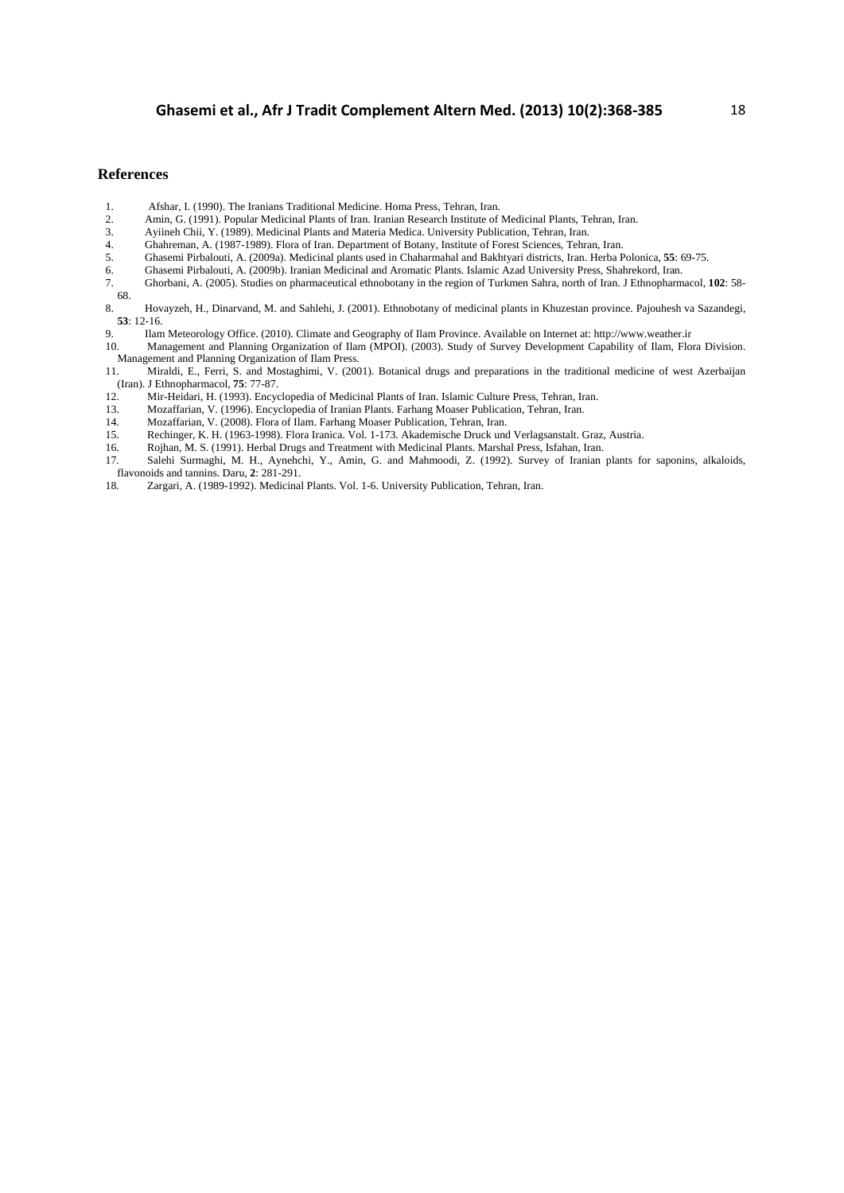## References

1. Afshar, I. (1990). The Iranians Traditional Medicine. Homa Press, Tehran, Iran.
2. Amin, G. (1991). Popular Medicinal Plants of Iran. Iranian Research Institute of Medicinal Plants, Tehran, Iran.
3. Ayiineh Chii, Y. (1989). Medicinal Plants and Materia Medica. University Publication, Tehran, Iran.
4. Ghahreman, A. (1987-1989). Flora of Iran. Department of Botany, Institute of Forest Sciences, Tehran, Iran.
5. Ghasemi Pirbalouti, A. (2009a). Medicinal plants used in Chaharmahal and Bakhtyari districts, Iran. Herba Polonica, **55**: 69-75.
6. Ghasemi Pirbalouti, A. (2009b). Iranian Medicinal and Aromatic Plants. Islamic Azad University Press, Shahrekord, Iran.
7. Ghorbani, A. (2005). Studies on pharmaceutical ethnobotany in the region of Turkmen Sahra, north of Iran. J Ethnopharmacol, **102**: 58-68.
8. Hovayzeh, H., Dinarvand, M. and Sahlehi, J. (2001). Ethnobotany of medicinal plants in Khuzestan province. Pajouhesh va Sazandegi, **53**: 12-16.
9. Ilam Meteorology Office. (2010). Climate and Geography of Ilam Province. Available on Internet at: http://www.weather.ir
10. Management and Planning Organization of Ilam (MPOI). (2003). Study of Survey Development Capability of Ilam, Flora Division. Management and Planning Organization of Ilam Press.
11. Miraldi, E., Ferri, S. and Mostaghimi, V. (2001). Botanical drugs and preparations in the traditional medicine of west Azerbaijan (Iran). J Ethnopharmacol, **75**: 77-87.
12. Mir-Heidari, H. (1993). Encyclopedia of Medicinal Plants of Iran. Islamic Culture Press, Tehran, Iran.
13. Mozaffarian, V. (1996). Encyclopedia of Iranian Plants. Farhang Moaser Publication, Tehran, Iran.
14. Mozaffarian, V. (2008). Flora of Ilam. Farhang Moaser Publication, Tehran, Iran.
15. Rechinger, K. H. (1963-1998). Flora Iranica. Vol. 1-173. Akademische Druck und Verlagsanstalt. Graz, Austria.
16. Rojhan, M. S. (1991). Herbal Drugs and Treatment with Medicinal Plants. Marshal Press, Isfahan, Iran.
17. Salehi Surmaghi, M. H., Aynehchi, Y., Amin, G. and Mahmoodi, Z. (1992). Survey of Iranian plants for saponins, alkaloids, flavonoids and tannins. Daru, **2**: 281-291.
18. Zargari, A. (1989-1992). Medicinal Plants. Vol. 1-6. University Publication, Tehran, Iran.